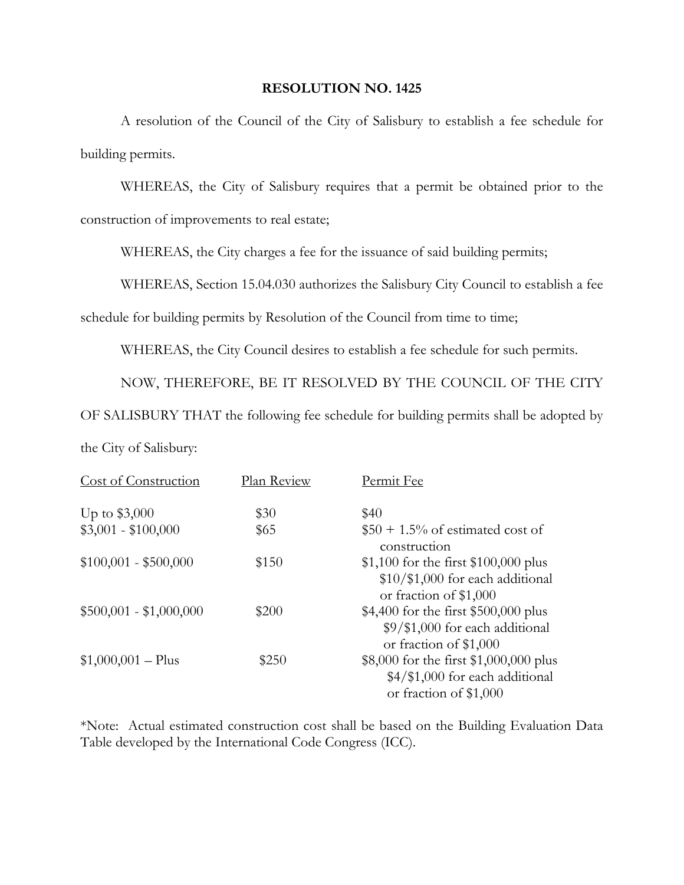# RESOLUTION NO. 1425

A resolution of the Council of the City of Salisbury to establish a fee schedule for building permits.

WHEREAS, the City of Salisbury requires that a permit be obtained prior to the construction of improvements to real estate;

WHEREAS, the City charges a fee for the issuance of said building permits;

WHEREAS, Section 15.04.030 authorizes the Salisbury City Council to establish a fee schedule for building permits by Resolution of the Council from time to time;

WHEREAS, the City Council desires to establish a fee schedule for such permits.

NOW, THEREFORE, BE IT RESOLVED BY THE COUNCIL OF THE CITY OF SALISBURY THAT the following fee schedule for building permits shall be adopted by the City of Salisbury:

| Cost of Construction | Plan Review | Permit Fee |
|---|---|---|
| Up to $3,000 | $30 | $40 |
| $3,001 - $100,000 | $65 | $50 + 1.5% of estimated cost of construction |
| $100,001 - $500,000 | $150 | $1,100 for the first $100,000 plus $10/$1,000 for each additional or fraction of $1,000 |
| $500,001 - $1,000,000 | $200 | $4,400 for the first $500,000 plus $9/$1,000 for each additional or fraction of $1,000 |
| $1,000,001 – Plus | $250 | $8,000 for the first $1,000,000 plus $4/$1,000 for each additional or fraction of $1,000 |

*Note: Actual estimated construction cost shall be based on the Building Evaluation Data Table developed by the International Code Congress (ICC).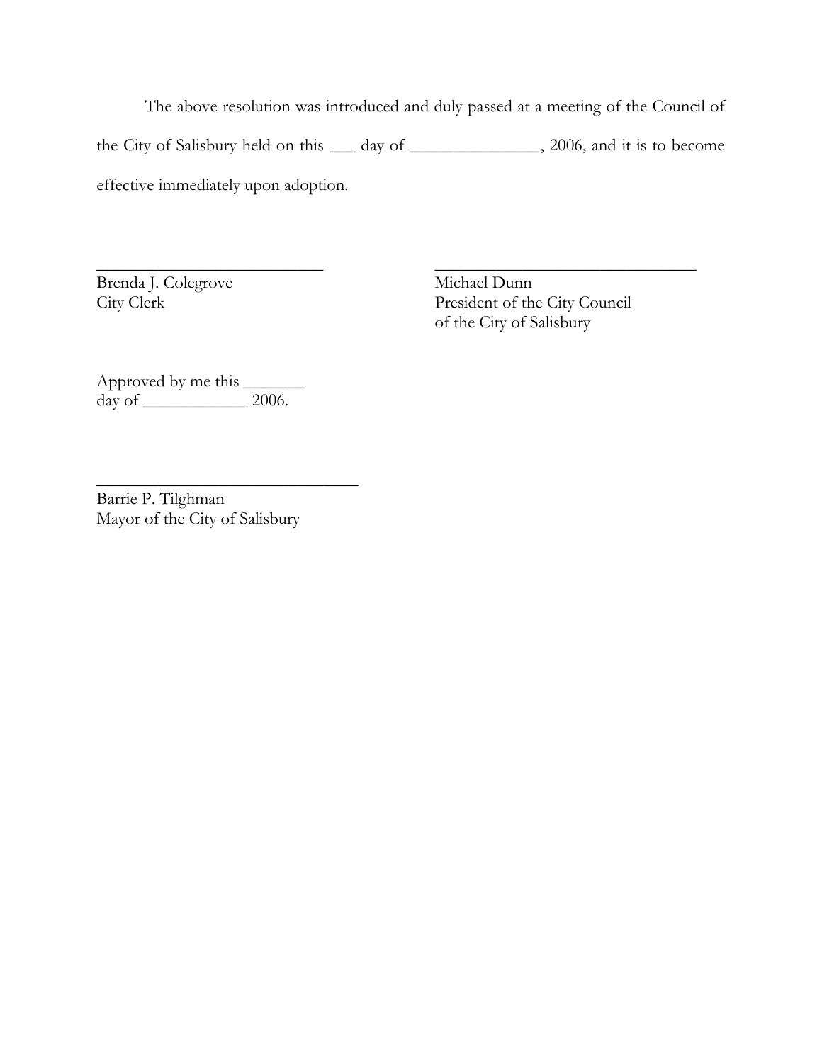The above resolution was introduced and duly passed at a meeting of the Council of the City of Salisbury held on this ___ day of _______________, 2006, and it is to become effective immediately upon adoption.

___________________________
Brenda J. Colegrove
City Clerk

_______________________________
Michael Dunn
President of the City Council
of the City of Salisbury

Approved by me this _______
day of ____________ 2006.

_______________________________
Barrie P. Tilghman
Mayor of the City of Salisbury